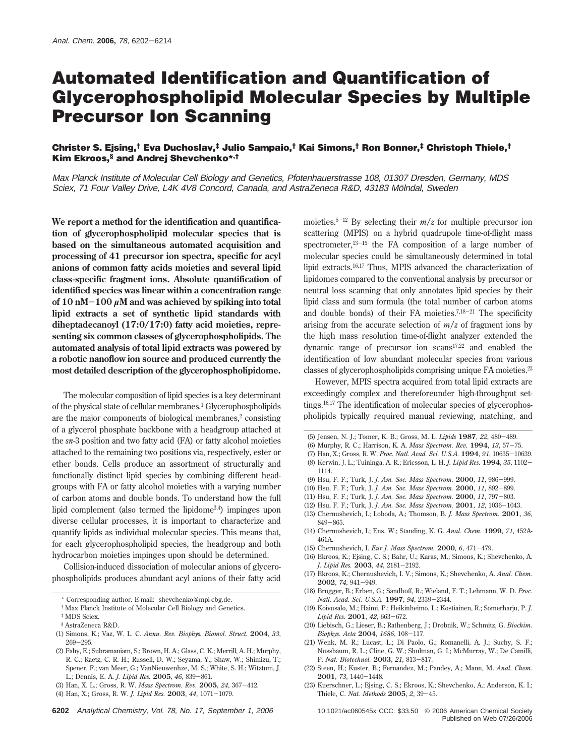# Automated Identification and Quantification of Glycerophospholipid Molecular Species by Multiple Precursor Ion Scanning

**Christer S. Ejsing,[†] Eva Duchoslav,[‡] Julio Sampaio,[†] Kai Simons,[†] Ron Bonner,[‡] Christoph Thiele,[†] Kim Ekroos,[§] and Andrej Shevchenko*[,†]**

*Max Planck Institute of Molecular Cell Biology and Genetics, Pfotenhauerstrasse 108, 01307 Dresden, Germany, MDS Sciex, 71 Four Valley Drive, L4K 4V8 Concord, Canada, and AstraZeneca R&D, 43183 Mölndal, Sweden*

**We report a method for the identification and quantification of glycerophospholipid molecular species that is based on the simultaneous automated acquisition and processing of 41 precursor ion spectra, specific for acyl anions of common fatty acids moieties and several lipid class-specific fragment ions. Absolute quantification of identified species was linear within a concentration range of 10 nM–100 μM and was achieved by spiking into total lipid extracts a set of synthetic lipid standards with diheptadecanoyl (17:0/17:0) fatty acid moieties, representing six common classes of glycerophospholipids. The automated analysis of total lipid extracts was powered by a robotic nanoflow ion source and produced currently the most detailed description of the glycerophospholipidome.**

The molecular composition of lipid species is a key determinant of the physical state of cellular membranes.[1] Glycerophospholipids are the major components of biological membranes,[2] consisting of a glycerol phosphate backbone with a headgroup attached at the *sn*-3 position and two fatty acid (FA) or fatty alcohol moieties attached to the remaining two positions via, respectively, ester or ether bonds. Cells produce an assortment of structurally and functionally distinct lipid species by combining different headgroups with FA or fatty alcohol moieties with a varying number of carbon atoms and double bonds. To understand how the full lipid complement (also termed the lipidome[3,4]) impinges upon diverse cellular processes, it is important to characterize and quantify lipids as individual molecular species. This means that, for each glycerophospholipid species, the headgroup and both hydrocarbon moieties impinges upon should be determined.

Collision-induced dissociation of molecular anions of glycerophospholipids produces abundant acyl anions of their fatty acid moieties.[5–12] By selecting their *m/z* for multiple precursor ion scattering (MPIS) on a hybrid quadrupole time-of-flight mass spectrometer,[13–15] the FA composition of a large number of molecular species could be simultaneously determined in total lipid extracts.[16,17] Thus, MPIS advanced the characterization of lipidomes compared to the conventional analysis by precursor or neutral loss scanning that only annotates lipid species by their lipid class and sum formula (the total number of carbon atoms and double bonds) of their FA moieties.[7,18–21] The specificity arising from the accurate selection of *m/z* of fragment ions by the high mass resolution time-of-flight analyzer extended the dynamic range of precursor ion scans[17,22] and enabled the identification of low abundant molecular species from various classes of glycerophospholipids comprising unique FA moieties.[23]

However, MPIS spectra acquired from total lipid extracts are exceedingly complex and thereforeunder high-throughput settings.[16,17] The identification of molecular species of glycerophospholipids typically required manual reviewing, matching, and

\* Corresponding author. E-mail: shevchenko@mpi-cbg.de.

† Max Planck Institute of Molecular Cell Biology and Genetics.

‡ MDS Sciex.

§ AstraZeneca R&D.

(1) Simons, K.; Vaz, W. L. C. *Annu. Rev. Biophys. Biomol. Struct.* **2004**, *33*, 269–295.

(2) Fahy, E.; Subramaniam, S.; Brown, H. A.; Glass, C. K.; Merrill, A. H.; Murphy, R. C.; Raetz, C. R. H.; Russell, D. W.; Seyama, Y.; Shaw, W.; Shimizu, T.; Spener, F.; van Meer, G.; VanNieuwenhze, M. S.; White, S. H.; Witztum, J. L.; Dennis, E. A. *J. Lipid Res.* **2005**, *46*, 839–861.

(3) Han, X. L.; Gross, R. W. *Mass Spectrom. Rev.* **2005**, *24*, 367–412.

(4) Han, X.; Gross, R. W. *J. Lipid Res.* **2003**, *44*, 1071–1079.

(5) Jensen, N. J.; Tomer, K. B.; Gross, M. L. *Lipids* **1987**, *22*, 480–489.

(6) Murphy, R. C.; Harrison, K. A. *Mass Spectrom. Rev.* **1994**, *13*, 57–75.

(7) Han, X.; Gross, R. W. *Proc. Natl. Acad. Sci. U.S.A.* **1994**, *91*, 10635–10639.

(8) Kerwin, J. L.; Tuininga, A. R.; Ericsson, L. H. *J. Lipid Res.* **1994**, *35*, 1102–1114.

(9) Hsu, F. F.; Turk, J. *J. Am. Soc. Mass Spectrom.* **2000**, *11*, 986–999.

(10) Hsu, F. F.; Turk, J. *J. Am. Soc. Mass Spectrom.* **2000**, *11*, 892–899.

(11) Hsu, F. F.; Turk, J. *J. Am. Soc. Mass Spectrom.* **2000**, *11*, 797–803.

(12) Hsu, F. F.; Turk, J. *J. Am. Soc. Mass Spectrom.* **2001**, *12*, 1036–1043.

(13) Chernushevich, I.; Loboda, A.; Thomson, B. *J. Mass Spectrom.* **2001**, *36*, 849–865.

(14) Chernushevich, I.; Ens, W.; Standing, K. G. *Anal. Chem.* **1999**, *71*, 452A-461A.

(15) Chernushevich, I. *Eur J. Mass Spectrom.* **2000**, *6*, 471–479.

(16) Ekroos, K.; Ejsing, C. S.; Bahr, U.; Karas, M.; Simons, K.; Shevchenko, A. *J. Lipid Res.* **2003**, *44*, 2181–2192.

(17) Ekroos, K.; Chernushevich, I. V.; Simons, K.; Shevchenko, A. *Anal. Chem.* **2002**, *74*, 941–949.

(18) Brugger, B.; Erben, G.; Sandhoff, R.; Wieland, F. T.; Lehmann, W. D. *Proc. Natl. Acad. Sci. U.S.A.* **1997**, *94*, 2339–2344.

(19) Koivusalo, M.; Haimi, P.; Heikinheimo, L.; Kostiainen, R.; Somerharju, P. *J. Lipid Res.* **2001**, *42*, 663–672.

(20) Liebisch, G.; Lieser, B.; Rathenberg, J.; Drobnik, W.; Schmitz, G. *Biochim. Biophys. Acta* **2004**, *1686*, 108–117.

(21) Wenk, M. R.; Lucast, L.; Di Paolo, G.; Romanelli, A. J.; Suchy, S. F.; Nussbaum, R. L.; Cline, G. W.; Shulman, G. I.; McMurray, W.; De Camilli, P. *Nat. Biotechnol.* **2003**, *21*, 813–817.

(22) Steen, H.; Kuster, B.; Fernandez, M.; Pandey, A.; Mann, M. *Anal. Chem.* **2001**, *73*, 1440–1448.

(23) Kuerschner, L.; Ejsing, C. S.; Ekroos, K.; Shevchenko, A.; Anderson, K. I.; Thiele, C. *Nat. Methods* **2005**, *2*, 39–45.

10.1021/ac060545x CCC: $33.50 © 2006 American Chemical Society
Published on Web 07/26/2006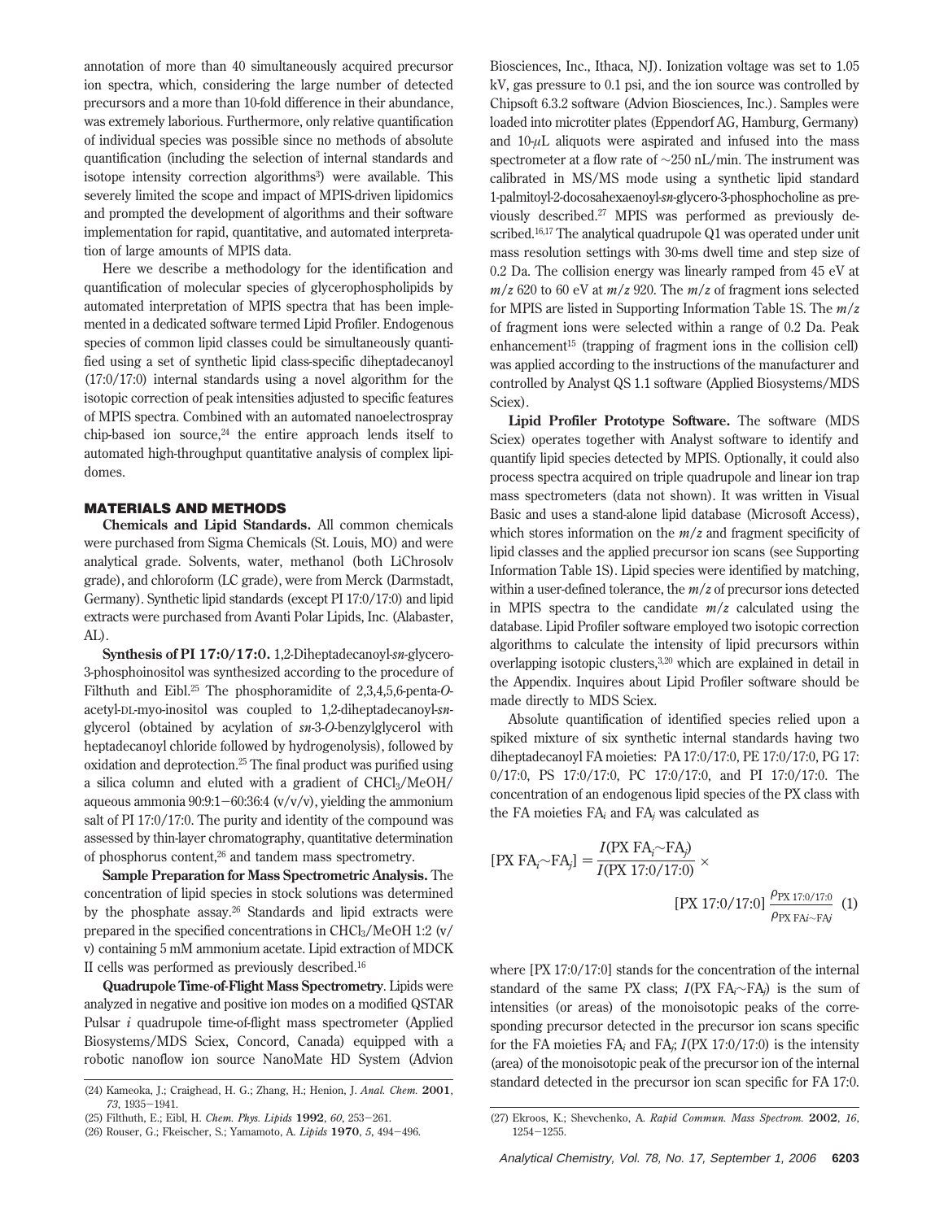annotation of more than 40 simultaneously acquired precursor ion spectra, which, considering the large number of detected precursors and a more than 10-fold difference in their abundance, was extremely laborious. Furthermore, only relative quantification of individual species was possible since no methods of absolute quantification (including the selection of internal standards and isotope intensity correction algorithms[3]) were available. This severely limited the scope and impact of MPIS-driven lipidomics and prompted the development of algorithms and their software implementation for rapid, quantitative, and automated interpretation of large amounts of MPIS data.

Here we describe a methodology for the identification and quantification of molecular species of glycerophospholipids by automated interpretation of MPIS spectra that has been implemented in a dedicated software termed Lipid Profiler. Endogenous species of common lipid classes could be simultaneously quantified using a set of synthetic lipid class-specific diheptadecanoyl (17:0/17:0) internal standards using a novel algorithm for the isotopic correction of peak intensities adjusted to specific features of MPIS spectra. Combined with an automated nanoelectrospray chip-based ion source,[24] the entire approach lends itself to automated high-throughput quantitative analysis of complex lipidomes.

## MATERIALS AND METHODS

**Chemicals and Lipid Standards.** All common chemicals were purchased from Sigma Chemicals (St. Louis, MO) and were analytical grade. Solvents, water, methanol (both LiChrosolv grade), and chloroform (LC grade), were from Merck (Darmstadt, Germany). Synthetic lipid standards (except PI 17:0/17:0) and lipid extracts were purchased from Avanti Polar Lipids, Inc. (Alabaster, AL).

**Synthesis of PI 17:0/17:0.** 1,2-Diheptadecanoyl-*sn*-glycero-3-phosphoinositol was synthesized according to the procedure of Filthuth and Eibl.[25] The phosphoramidite of 2,3,4,5,6-penta-*O*-acetyl-DL-myo-inositol was coupled to 1,2-diheptadecanoyl-*sn*-glycerol (obtained by acylation of *sn*-3-*O*-benzylglycerol with heptadecanoyl chloride followed by hydrogenolysis), followed by oxidation and deprotection.[25] The final product was purified using a silica column and eluted with a gradient of $CHCl_3$/MeOH/aqueous ammonia 90:9:1−60:36:4 (v/v/v), yielding the ammonium salt of PI 17:0/17:0. The purity and identity of the compound was assessed by thin-layer chromatography, quantitative determination of phosphorus content,[26] and tandem mass spectrometry.

**Sample Preparation for Mass Spectrometric Analysis.** The concentration of lipid species in stock solutions was determined by the phosphate assay.[26] Standards and lipid extracts were prepared in the specified concentrations in $CHCl_3$/MeOH 1:2 (v/v) containing 5 mM ammonium acetate. Lipid extraction of MDCK II cells was performed as previously described.[16]

**Quadrupole Time-of-Flight Mass Spectrometry.** Lipids were analyzed in negative and positive ion modes on a modified QSTAR Pulsar *i* quadrupole time-of-flight mass spectrometer (Applied Biosystems/MDS Sciex, Concord, Canada) equipped with a robotic nanoflow ion source NanoMate HD System (Advion Biosciences, Inc., Ithaca, NJ). Ionization voltage was set to 1.05 kV, gas pressure to 0.1 psi, and the ion source was controlled by Chipsoft 6.3.2 software (Advion Biosciences, Inc.). Samples were loaded into microtiter plates (Eppendorf AG, Hamburg, Germany) and 10-$\mu$L aliquots were aspirated and infused into the mass spectrometer at a flow rate of ~250 nL/min. The instrument was calibrated in MS/MS mode using a synthetic lipid standard 1-palmitoyl-2-docosahexaenoyl-*sn*-glycero-3-phosphocholine as previously described.[27] MPIS was performed as previously described.[16,17] The analytical quadrupole Q1 was operated under unit mass resolution settings with 30-ms dwell time and step size of 0.2 Da. The collision energy was linearly ramped from 45 eV at $m/z$ 620 to 60 eV at $m/z$ 920. The $m/z$ of fragment ions selected for MPIS are listed in Supporting Information Table 1S. The $m/z$ of fragment ions were selected within a range of 0.2 Da. Peak enhancement[15] (trapping of fragment ions in the collision cell) was applied according to the instructions of the manufacturer and controlled by Analyst QS 1.1 software (Applied Biosystems/MDS Sciex).

**Lipid Profiler Prototype Software.** The software (MDS Sciex) operates together with Analyst software to identify and quantify lipid species detected by MPIS. Optionally, it could also process spectra acquired on triple quadrupole and linear ion trap mass spectrometers (data not shown). It was written in Visual Basic and uses a stand-alone lipid database (Microsoft Access), which stores information on the $m/z$ and fragment specificity of lipid classes and the applied precursor ion scans (see Supporting Information Table 1S). Lipid species were identified by matching, within a user-defined tolerance, the $m/z$ of precursor ions detected in MPIS spectra to the candidate $m/z$ calculated using the database. Lipid Profiler software employed two isotopic correction algorithms to calculate the intensity of lipid precursors within overlapping isotopic clusters,[3,20] which are explained in detail in the Appendix. Inquires about Lipid Profiler software should be made directly to MDS Sciex.

Absolute quantification of identified species relied upon a spiked mixture of six synthetic internal standards having two diheptadecanoyl FA moieties: PA 17:0/17:0, PE 17:0/17:0, PG 17:0/17:0, PS 17:0/17:0, PC 17:0/17:0, and PI 17:0/17:0. The concentration of an endogenous lipid species of the PX class with the FA moieties $FA_i$ and $FA_j$ was calculated as

$$[\mathrm{PX\ FA}_i{\sim}\mathrm{FA}_j] = \frac{I(\mathrm{PX\ FA}_i{\sim}\mathrm{FA}_j)}{I(\mathrm{PX\ 17{:}0/17{:}0})} \times [\mathrm{PX\ 17{:}0/17{:}0}]\,\frac{\rho_{\mathrm{PX\ 17:0/17:0}}}{\rho_{\mathrm{PX\ FA}i{\sim}\mathrm{FA}j}} \quad (1)$$

where [PX 17:0/17:0] stands for the concentration of the internal standard of the same PX class; $I(\mathrm{PX\ FA}_i{\sim}\mathrm{FA}_j)$ is the sum of intensities (or areas) of the monoisotopic peaks of the corresponding precursor detected in the precursor ion scans specific for the FA moieties $FA_i$ and $FA_j$; $I$(PX 17:0/17:0) is the intensity (area) of the monoisotopic peak of the precursor ion of the internal standard detected in the precursor ion scan specific for FA 17:0.

(24) Kameoka, J.; Craighead, H. G.; Zhang, H.; Henion, J. *Anal. Chem.* **2001**, *73*, 1935−1941.

(25) Filthuth, E.; Eibl, H. *Chem. Phys. Lipids* **1992**, *60*, 253−261.

(26) Rouser, G.; Fkeischer, S.; Yamamoto, A. *Lipids* **1970**, *5*, 494−496.

(27) Ekroos, K.; Shevchenko, A. *Rapid Commun. Mass Spectrom.* **2002**, *16*, 1254−1255.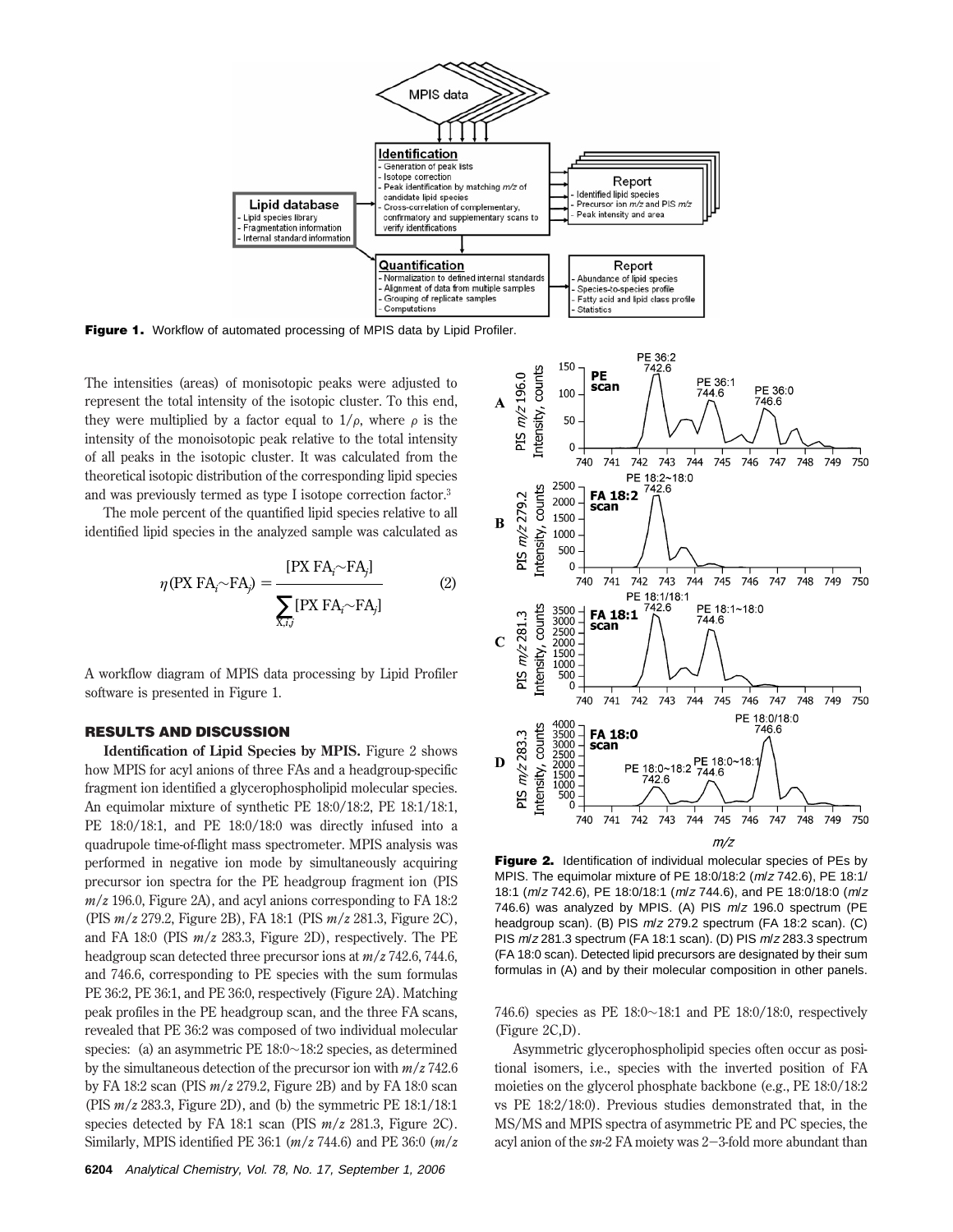Figure 1. Workflow of automated processing of MPIS data by Lipid Profiler.

The intensities (areas) of monisotopic peaks were adjusted to represent the total intensity of the isotopic cluster. To this end, they were multiplied by a factor equal to $1/\rho$, where $\rho$ is the intensity of the monoisotopic peak relative to the total intensity of all peaks in the isotopic cluster. It was calculated from the theoretical isotopic distribution of the corresponding lipid species and was previously termed as type I isotope correction factor.[3]

The mole percent of the quantified lipid species relative to all identified lipid species in the analyzed sample was calculated as

$$\eta(\text{PX FA}_i{\sim}\text{FA}_j) = \frac{[\text{PX FA}_i{\sim}\text{FA}_j]}{\sum_{X,i,j}[\text{PX FA}_i{\sim}\text{FA}_j]} \qquad (2)$$

A workflow diagram of MPIS data processing by Lipid Profiler software is presented in Figure 1.

## RESULTS AND DISCUSSION

**Identification of Lipid Species by MPIS.** Figure 2 shows how MPIS for acyl anions of three FAs and a headgroup-specific fragment ion identified a glycerophospholipid molecular species. An equimolar mixture of synthetic PE 18:0/18:2, PE 18:1/18:1, PE 18:0/18:1, and PE 18:0/18:0 was directly infused into a quadrupole time-of-flight mass spectrometer. MPIS analysis was performed in negative ion mode by simultaneously acquiring precursor ion spectra for the PE headgroup fragment ion (PIS *m/z* 196.0, Figure 2A), and acyl anions corresponding to FA 18:2 (PIS *m/z* 279.2, Figure 2B), FA 18:1 (PIS *m/z* 281.3, Figure 2C), and FA 18:0 (PIS *m/z* 283.3, Figure 2D), respectively. The PE headgroup scan detected three precursor ions at *m/z* 742.6, 744.6, and 746.6, corresponding to PE species with the sum formulas PE 36:2, PE 36:1, and PE 36:0, respectively (Figure 2A). Matching peak profiles in the PE headgroup scan, and the three FA scans, revealed that PE 36:2 was composed of two individual molecular species: (a) an asymmetric PE 18:0~18:2 species, as determined by the simultaneous detection of the precursor ion with *m/z* 742.6 by FA 18:2 scan (PIS *m/z* 279.2, Figure 2B) and by FA 18:0 scan (PIS *m/z* 283.3, Figure 2D), and (b) the symmetric PE 18:1/18:1 species detected by FA 18:1 scan (PIS *m/z* 281.3, Figure 2C). Similarly, MPIS identified PE 36:1 (*m/z* 744.6) and PE 36:0 (*m/z* 746.6) species as PE 18:0~18:1 and PE 18:0/18:0, respectively (Figure 2C,D).

Figure 2. Identification of individual molecular species of PEs by MPIS. The equimolar mixture of PE 18:0/18:2 (*m/z* 742.6), PE 18:1/18:1 (*m/z* 742.6), PE 18:0/18:1 (*m/z* 744.6), and PE 18:0/18:0 (*m/z* 746.6) was analyzed by MPIS. (A) PIS *m/z* 196.0 spectrum (PE headgroup scan). (B) PIS *m/z* 279.2 spectrum (FA 18:2 scan). (C) PIS *m/z* 281.3 spectrum (FA 18:1 scan). (D) PIS *m/z* 283.3 spectrum (FA 18:0 scan). Detected lipid precursors are designated by their sum formulas in (A) and by their molecular composition in other panels.

Asymmetric glycerophospholipid species often occur as positional isomers, i.e., species with the inverted position of FA moieties on the glycerol phosphate backbone (e.g., PE 18:0/18:2 vs PE 18:2/18:0). Previous studies demonstrated that, in the MS/MS and MPIS spectra of asymmetric PE and PC species, the acyl anion of the *sn*-2 FA moiety was 2−3-fold more abundant than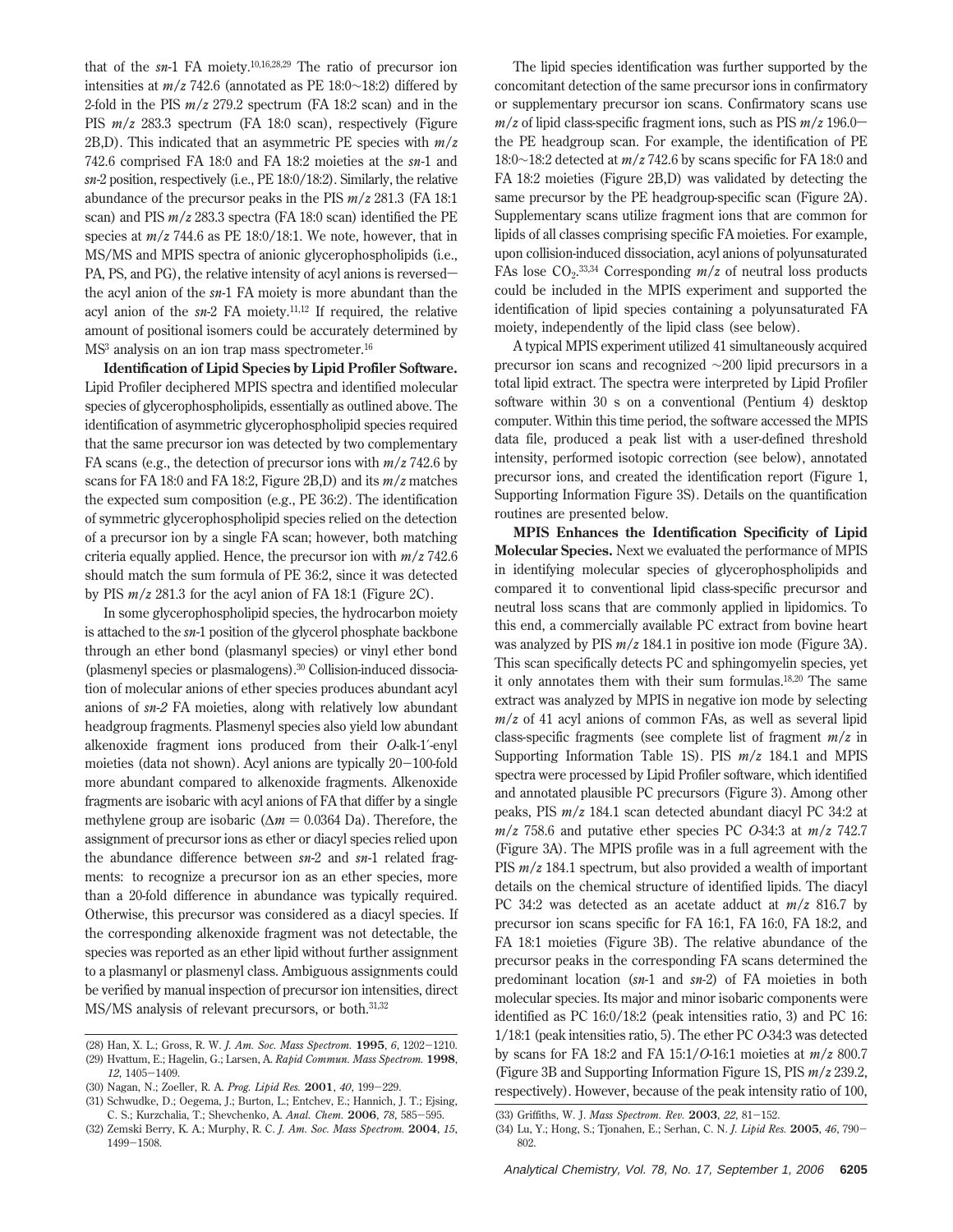that of the *sn*-1 FA moiety.[10,16,28,29] The ratio of precursor ion intensities at *m/z* 742.6 (annotated as PE 18:0∼18:2) differed by 2-fold in the PIS *m/z* 279.2 spectrum (FA 18:2 scan) and in the PIS *m/z* 283.3 spectrum (FA 18:0 scan), respectively (Figure 2B,D). This indicated that an asymmetric PE species with *m/z* 742.6 comprised FA 18:0 and FA 18:2 moieties at the *sn*-1 and *sn*-2 position, respectively (i.e., PE 18:0/18:2). Similarly, the relative abundance of the precursor peaks in the PIS *m/z* 281.3 (FA 18:1 scan) and PIS *m/z* 283.3 spectra (FA 18:0 scan) identified the PE species at *m/z* 744.6 as PE 18:0/18:1. We note, however, that in MS/MS and MPIS spectra of anionic glycerophospholipids (i.e., PA, PS, and PG), the relative intensity of acyl anions is reversed—the acyl anion of the *sn*-1 FA moiety is more abundant than the acyl anion of the *sn*-2 FA moiety.[11,12] If required, the relative amount of positional isomers could be accurately determined by $MS^3$ analysis on an ion trap mass spectrometer.[16]

**Identification of Lipid Species by Lipid Profiler Software.** Lipid Profiler deciphered MPIS spectra and identified molecular species of glycerophospholipids, essentially as outlined above. The identification of asymmetric glycerophospholipid species required that the same precursor ion was detected by two complementary FA scans (e.g., the detection of precursor ions with *m/z* 742.6 by scans for FA 18:0 and FA 18:2, Figure 2B,D) and its *m/z* matches the expected sum composition (e.g., PE 36:2). The identification of symmetric glycerophospholipid species relied on the detection of a precursor ion by a single FA scan; however, both matching criteria equally applied. Hence, the precursor ion with *m/z* 742.6 should match the sum formula of PE 36:2, since it was detected by PIS *m/z* 281.3 for the acyl anion of FA 18:1 (Figure 2C).

In some glycerophospholipid species, the hydrocarbon moiety is attached to the *sn*-1 position of the glycerol phosphate backbone through an ether bond (plasmanyl species) or vinyl ether bond (plasmenyl species or plasmalogens).[30] Collision-induced dissociation of molecular anions of ether species produces abundant acyl anions of *sn-2* FA moieties, along with relatively low abundant headgroup fragments. Plasmenyl species also yield low abundant alkenoxide fragment ions produced from their *O*-alk-1′-enyl moieties (data not shown). Acyl anions are typically 20−100-fold more abundant compared to alkenoxide fragments. Alkenoxide fragments are isobaric with acyl anions of FA that differ by a single methylene group are isobaric ($\Delta m$ = 0.0364 Da). Therefore, the assignment of precursor ions as ether or diacyl species relied upon the abundance difference between *sn*-2 and *sn*-1 related fragments: to recognize a precursor ion as an ether species, more than a 20-fold difference in abundance was typically required. Otherwise, this precursor was considered as a diacyl species. If the corresponding alkenoxide fragment was not detectable, the species was reported as an ether lipid without further assignment to a plasmanyl or plasmenyl class. Ambiguous assignments could be verified by manual inspection of precursor ion intensities, direct MS/MS analysis of relevant precursors, or both.[31,32]

The lipid species identification was further supported by the concomitant detection of the same precursor ions in confirmatory or supplementary precursor ion scans. Confirmatory scans use *m/z* of lipid class-specific fragment ions, such as PIS *m/z* 196.0—the PE headgroup scan. For example, the identification of PE 18:0∼18:2 detected at *m/z* 742.6 by scans specific for FA 18:0 and FA 18:2 moieties (Figure 2B,D) was validated by detecting the same precursor by the PE headgroup-specific scan (Figure 2A). Supplementary scans utilize fragment ions that are common for lipids of all classes comprising specific FA moieties. For example, upon collision-induced dissociation, acyl anions of polyunsaturated FAs lose $CO_2$.[33,34] Corresponding *m/z* of neutral loss products could be included in the MPIS experiment and supported the identification of lipid species containing a polyunsaturated FA moiety, independently of the lipid class (see below).

A typical MPIS experiment utilized 41 simultaneously acquired precursor ion scans and recognized ∼200 lipid precursors in a total lipid extract. The spectra were interpreted by Lipid Profiler software within 30 s on a conventional (Pentium 4) desktop computer. Within this time period, the software accessed the MPIS data file, produced a peak list with a user-defined threshold intensity, performed isotopic correction (see below), annotated precursor ions, and created the identification report (Figure 1, Supporting Information Figure 3S). Details on the quantification routines are presented below.

**MPIS Enhances the Identification Specificity of Lipid Molecular Species.** Next we evaluated the performance of MPIS in identifying molecular species of glycerophospholipids and compared it to conventional lipid class-specific precursor and neutral loss scans that are commonly applied in lipidomics. To this end, a commercially available PC extract from bovine heart was analyzed by PIS *m/z* 184.1 in positive ion mode (Figure 3A). This scan specifically detects PC and sphingomyelin species, yet it only annotates them with their sum formulas.[18,20] The same extract was analyzed by MPIS in negative ion mode by selecting *m/z* of 41 acyl anions of common FAs, as well as several lipid class-specific fragments (see complete list of fragment *m/z* in Supporting Information Table 1S). PIS *m/z* 184.1 and MPIS spectra were processed by Lipid Profiler software, which identified and annotated plausible PC precursors (Figure 3). Among other peaks, PIS *m/z* 184.1 scan detected abundant diacyl PC 34:2 at *m/z* 758.6 and putative ether species PC *O*-34:3 at *m/z* 742.7 (Figure 3A). The MPIS profile was in a full agreement with the PIS *m/z* 184.1 spectrum, but also provided a wealth of important details on the chemical structure of identified lipids. The diacyl PC 34:2 was detected as an acetate adduct at *m/z* 816.7 by precursor ion scans specific for FA 16:1, FA 16:0, FA 18:2, and FA 18:1 moieties (Figure 3B). The relative abundance of the precursor peaks in the corresponding FA scans determined the predominant location (*sn*-1 and *sn*-2) of FA moieties in both molecular species. Its major and minor isobaric components were identified as PC 16:0/18:2 (peak intensities ratio, 3) and PC 16:1/18:1 (peak intensities ratio, 5). The ether PC *O*-34:3 was detected by scans for FA 18:2 and FA 15:1/*O*-16:1 moieties at *m/z* 800.7 (Figure 3B and Supporting Information Figure 1S, PIS *m/z* 239.2, respectively). However, because of the peak intensity ratio of 100,

(28) Han, X. L.; Gross, R. W. *J. Am. Soc. Mass Spectrom.* **1995**, *6*, 1202−1210.
(29) Hvattum, E.; Hagelin, G.; Larsen, A. *Rapid Commun. Mass Spectrom.* **1998**, *12*, 1405−1409.
(30) Nagan, N.; Zoeller, R. A. *Prog. Lipid Res.* **2001**, *40*, 199−229.
(31) Schwudke, D.; Oegema, J.; Burton, L.; Entchev, E.; Hannich, J. T.; Ejsing, C. S.; Kurzchalia, T.; Shevchenko, A. *Anal. Chem.* **2006**, *78*, 585−595.
(32) Zemski Berry, K. A.; Murphy, R. C. *J. Am. Soc. Mass Spectrom.* **2004**, *15*, 1499−1508.
(33) Griffiths, W. J. *Mass Spectrom. Rev.* **2003**, *22*, 81−152.
(34) Lu, Y.; Hong, S.; Tjonahen, E.; Serhan, C. N. *J. Lipid Res.* **2005**, *46*, 790−802.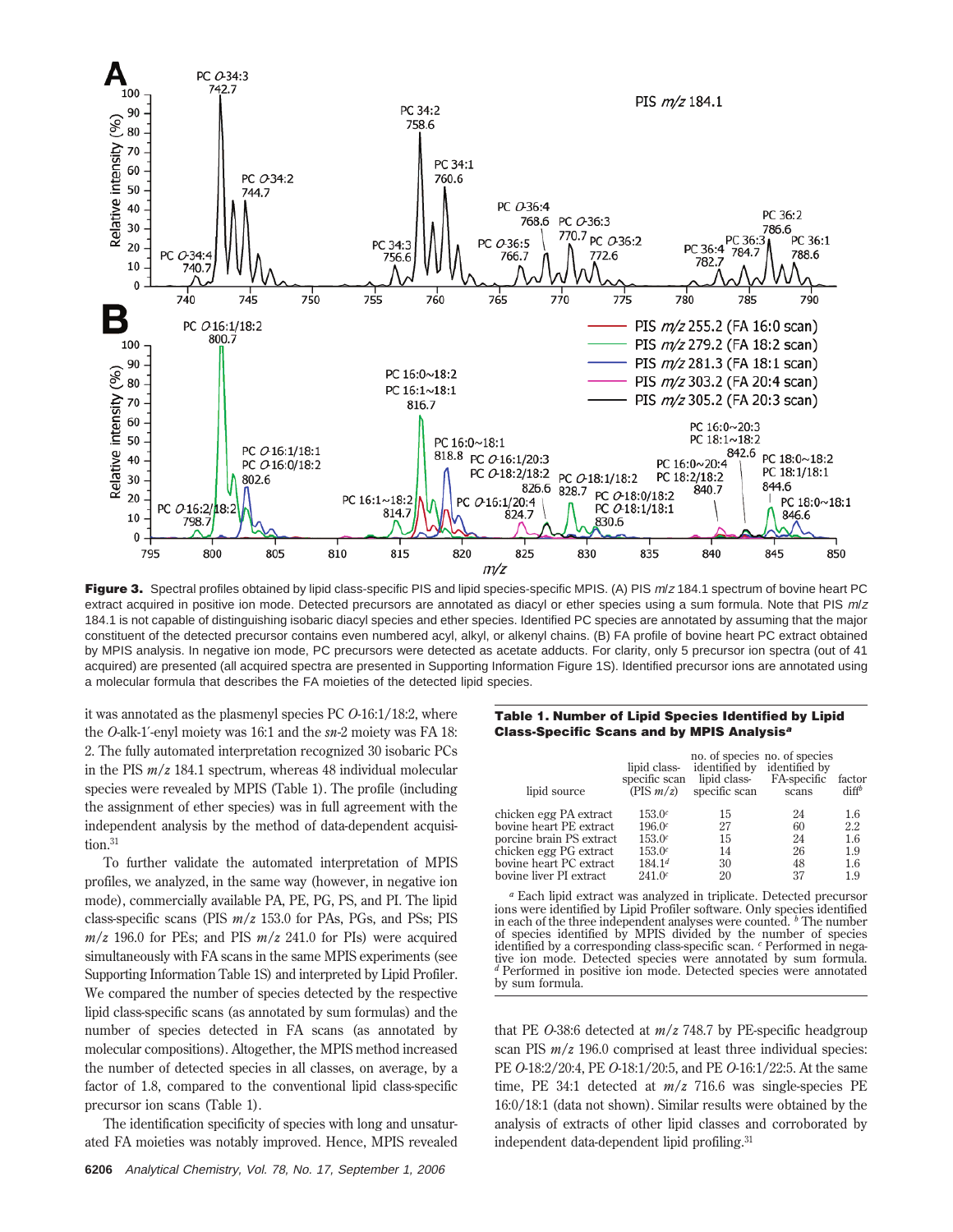**Figure 3.** Spectral profiles obtained by lipid class-specific PIS and lipid species-specific MPIS. (A) PIS *m/z* 184.1 spectrum of bovine heart PC extract acquired in positive ion mode. Detected precursors are annotated as diacyl or ether species using a sum formula. Note that PIS *m/z* 184.1 is not capable of distinguishing isobaric diacyl species and ether species. Identified PC species are annotated by assuming that the major constituent of the detected precursor contains even numbered acyl, alkyl, or alkenyl chains. (B) FA profile of bovine heart PC extract obtained by MPIS analysis. In negative ion mode, PC precursors were detected as acetate adducts. For clarity, only 5 precursor ion spectra (out of 41 acquired) are presented (all acquired spectra are presented in Supporting Information Figure 1S). Identified precursor ions are annotated using a molecular formula that describes the FA moieties of the detected lipid species.

it was annotated as the plasmenyl species PC *O*-16:1/18:2, where the *O*-alk-1′-enyl moiety was 16:1 and the *sn*-2 moiety was FA 18:2. The fully automated interpretation recognized 30 isobaric PCs in the PIS *m/z* 184.1 spectrum, whereas 48 individual molecular species were revealed by MPIS (Table 1). The profile (including the assignment of ether species) was in full agreement with the independent analysis by the method of data-dependent acquisition.[31]

To further validate the automated interpretation of MPIS profiles, we analyzed, in the same way (however, in negative ion mode), commercially available PA, PE, PG, PS, and PI. The lipid class-specific scans (PIS *m/z* 153.0 for PAs, PGs, and PSs; PIS *m/z* 196.0 for PEs; and PIS *m/z* 241.0 for PIs) were acquired simultaneously with FA scans in the same MPIS experiments (see Supporting Information Table 1S) and interpreted by Lipid Profiler. We compared the number of species detected by the respective lipid class-specific scans (as annotated by sum formulas) and the number of species detected in FA scans (as annotated by molecular compositions). Altogether, the MPIS method increased the number of detected species in all classes, on average, by a factor of 1.8, compared to the conventional lipid class-specific precursor ion scans (Table 1).

The identification specificity of species with long and unsaturated FA moieties was notably improved. Hence, MPIS revealed

**Table 1. Number of Lipid Species Identified by Lipid Class-Specific Scans and by MPIS Analysis[a]**

| lipid source | lipid class-specific scan (PIS *m/z*) | no. of species identified by lipid class-specific scan | no. of species identified by FA-specific scans | factor diff[b] |
|---|---|---|---|---|
| chicken egg PA extract | 153.0[c] | 15 | 24 | 1.6 |
| bovine heart PE extract | 196.0[c] | 27 | 60 | 2.2 |
| porcine brain PS extract | 153.0[c] | 15 | 24 | 1.6 |
| chicken egg PG extract | 153.0[c] | 14 | 26 | 1.9 |
| bovine heart PC extract | 184.1[d] | 30 | 48 | 1.6 |
| bovine liver PI extract | 241.0[c] | 20 | 37 | 1.9 |

[a] Each lipid extract was analyzed in triplicate. Detected precursor ions were identified by Lipid Profiler software. Only species identified in each of the three independent analyses were counted. [b] The number of species identified by MPIS divided by the number of species identified by a corresponding class-specific scan. [c] Performed in negative ion mode. Detected species were annotated by sum formula. [d] Performed in positive ion mode. Detected species were annotated by sum formula.

that PE *O*-38:6 detected at *m/z* 748.7 by PE-specific headgroup scan PIS *m/z* 196.0 comprised at least three individual species: PE *O*-18:2/20:4, PE *O*-18:1/20:5, and PE *O*-16:1/22:5. At the same time, PE 34:1 detected at *m/z* 716.6 was single-species PE 16:0/18:1 (data not shown). Similar results were obtained by the analysis of extracts of other lipid classes and corroborated by independent data-dependent lipid profiling.[31]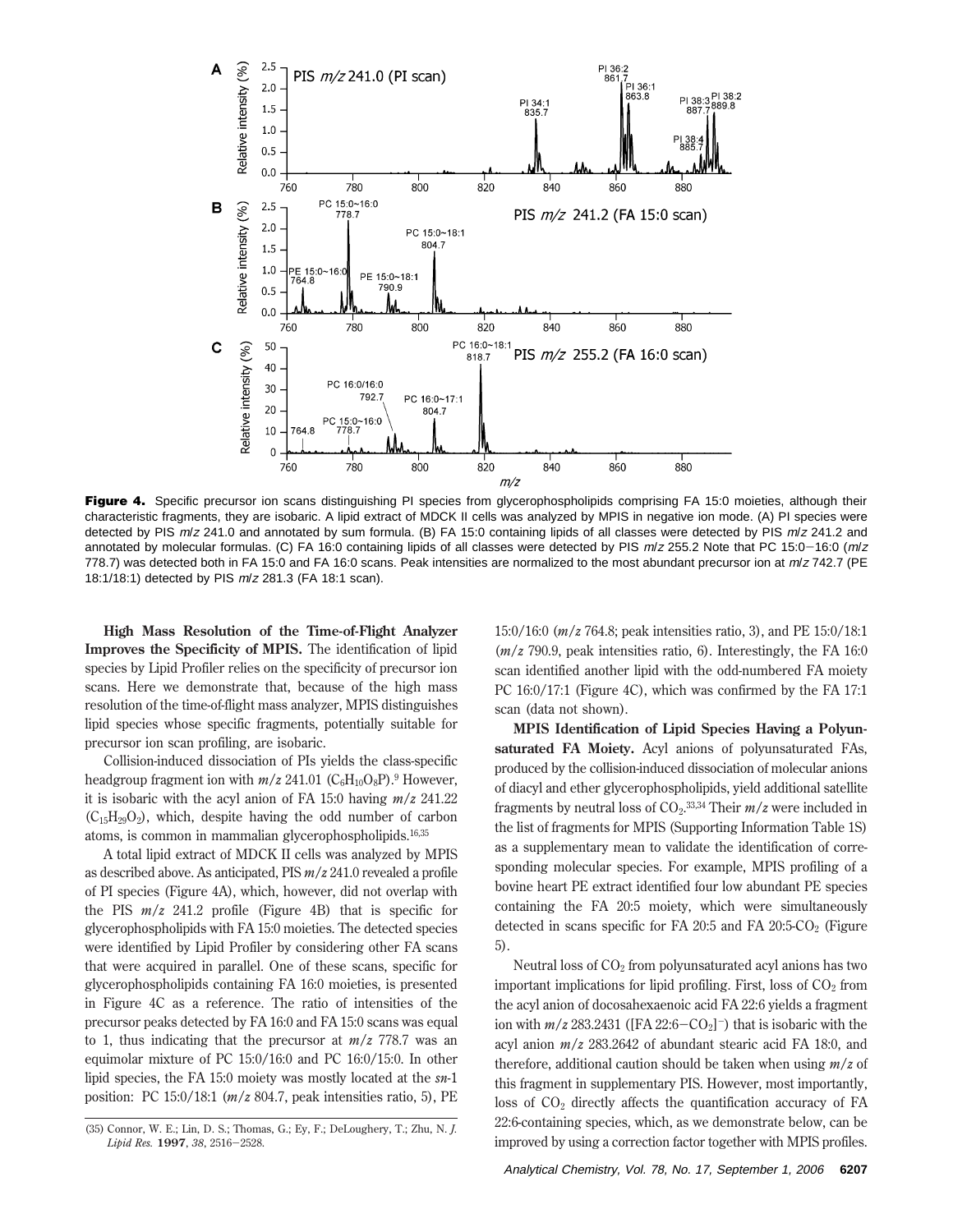**Figure 4.** Specific precursor ion scans distinguishing PI species from glycerophospholipids comprising FA 15:0 moieties, although their characteristic fragments, they are isobaric. A lipid extract of MDCK II cells was analyzed by MPIS in negative ion mode. (A) PI species were detected by PIS *m/z* 241.0 and annotated by sum formula. (B) FA 15:0 containing lipids of all classes were detected by PIS *m/z* 241.2 and annotated by molecular formulas. (C) FA 16:0 containing lipids of all classes were detected by PIS *m/z* 255.2 Note that PC 15:0−16:0 (*m/z* 778.7) was detected both in FA 15:0 and FA 16:0 scans. Peak intensities are normalized to the most abundant precursor ion at *m/z* 742.7 (PE 18:1/18:1) detected by PIS *m/z* 281.3 (FA 18:1 scan).

**High Mass Resolution of the Time-of-Flight Analyzer Improves the Specificity of MPIS.** The identification of lipid species by Lipid Profiler relies on the specificity of precursor ion scans. Here we demonstrate that, because of the high mass resolution of the time-of-flight mass analyzer, MPIS distinguishes lipid species whose specific fragments, potentially suitable for precursor ion scan profiling, are isobaric.

Collision-induced dissociation of PIs yields the class-specific headgroup fragment ion with *m/z* 241.01 ($C_6H_{10}O_8P$).[9] However, it is isobaric with the acyl anion of FA 15:0 having *m/z* 241.22 ($C_{15}H_{29}O_2$), which, despite having the odd number of carbon atoms, is common in mammalian glycerophospholipids.[16,35]

A total lipid extract of MDCK II cells was analyzed by MPIS as described above. As anticipated, PIS *m/z* 241.0 revealed a profile of PI species (Figure 4A), which, however, did not overlap with the PIS *m/z* 241.2 profile (Figure 4B) that is specific for glycerophospholipids with FA 15:0 moieties. The detected species were identified by Lipid Profiler by considering other FA scans that were acquired in parallel. One of these scans, specific for glycerophospholipids containing FA 16:0 moieties, is presented in Figure 4C as a reference. The ratio of intensities of the precursor peaks detected by FA 16:0 and FA 15:0 scans was equal to 1, thus indicating that the precursor at *m/z* 778.7 was an equimolar mixture of PC 15:0/16:0 and PC 16:0/15:0. In other lipid species, the FA 15:0 moiety was mostly located at the *sn*-1 position: PC 15:0/18:1 (*m/z* 804.7, peak intensities ratio, 5), PE 15:0/16:0 (*m/z* 764.8; peak intensities ratio, 3), and PE 15:0/18:1 (*m/z* 790.9, peak intensities ratio, 6). Interestingly, the FA 16:0 scan identified another lipid with the odd-numbered FA moiety PC 16:0/17:1 (Figure 4C), which was confirmed by the FA 17:1 scan (data not shown).

**MPIS Identification of Lipid Species Having a Polyunsaturated FA Moiety.** Acyl anions of polyunsaturated FAs, produced by the collision-induced dissociation of molecular anions of diacyl and ether glycerophospholipids, yield additional satellite fragments by neutral loss of $CO_2$.[33,34] Their *m/z* were included in the list of fragments for MPIS (Supporting Information Table 1S) as a supplementary mean to validate the identification of corresponding molecular species. For example, MPIS profiling of a bovine heart PE extract identified four low abundant PE species containing the FA 20:5 moiety, which were simultaneously detected in scans specific for FA 20:5 and FA 20:5-$CO_2$ (Figure 5).

Neutral loss of $CO_2$ from polyunsaturated acyl anions has two important implications for lipid profiling. First, loss of $CO_2$ from the acyl anion of docosahexaenoic acid FA 22:6 yields a fragment ion with *m/z* 283.2431 ([FA 22:6−$CO_2$]$^-$) that is isobaric with the acyl anion *m/z* 283.2642 of abundant stearic acid FA 18:0, and therefore, additional caution should be taken when using *m/z* of this fragment in supplementary PIS. However, most importantly, loss of $CO_2$ directly affects the quantification accuracy of FA 22:6-containing species, which, as we demonstrate below, can be improved by using a correction factor together with MPIS profiles.

(35) Connor, W. E.; Lin, D. S.; Thomas, G.; Ey, F.; DeLoughery, T.; Zhu, N. *J. Lipid Res.* **1997**, *38*, 2516−2528.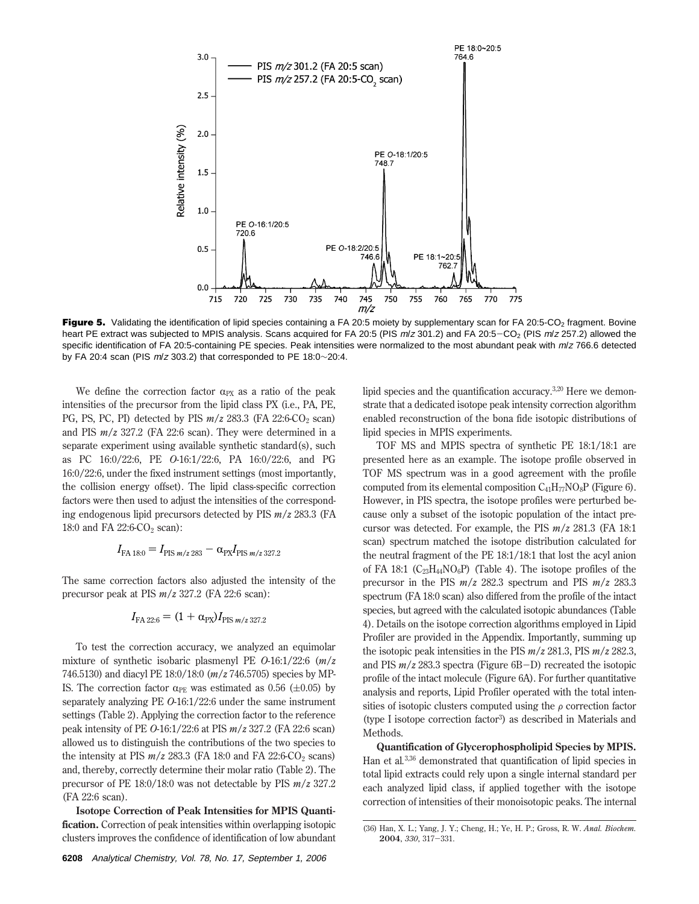**Figure 5.** Validating the identification of lipid species containing a FA 20:5 moiety by supplementary scan for FA 20:5-$CO_2$ fragment. Bovine heart PE extract was subjected to MPIS analysis. Scans acquired for FA 20:5 (PIS *m/z* 301.2) and FA 20:5−$CO_2$ (PIS *m/z* 257.2) allowed the specific identification of FA 20:5-containing PE species. Peak intensities were normalized to the most abundant peak with *m/z* 766.6 detected by FA 20:4 scan (PIS *m/z* 303.2) that corresponded to PE 18:0~20:4.

We define the correction factor $\alpha_{PX}$ as a ratio of the peak intensities of the precursor from the lipid class PX (i.e., PA, PE, PG, PS, PC, PI) detected by PIS *m/z* 283.3 (FA 22:6-$CO_2$ scan) and PIS *m/z* 327.2 (FA 22:6 scan). They were determined in a separate experiment using available synthetic standard(s), such as PC 16:0/22:6, PE *O*-16:1/22:6, PA 16:0/22:6, and PG 16:0/22:6, under the fixed instrument settings (most importantly, the collision energy offset). The lipid class-specific correction factors were then used to adjust the intensities of the corresponding endogenous lipid precursors detected by PIS *m/z* 283.3 (FA 18:0 and FA 22:6-$CO_2$ scan):

$$I_{\text{FA 18:0}} = I_{\text{PIS } m/z \text{ 283}} - \alpha_{\text{PX}} I_{\text{PIS } m/z \text{ 327.2}}$$

The same correction factors also adjusted the intensity of the precursor peak at PIS *m/z* 327.2 (FA 22:6 scan):

$$I_{\text{FA 22:6}} = (1 + \alpha_{\text{PX}}) I_{\text{PIS } m/z \text{ 327.2}}$$

To test the correction accuracy, we analyzed an equimolar mixture of synthetic isobaric plasmenyl PE *O*-16:1/22:6 (*m/z* 746.5130) and diacyl PE 18:0/18:0 (*m/z* 746.5705) species by MPIS. The correction factor $\alpha_{PE}$ was estimated as 0.56 ($\pm$0.05) by separately analyzing PE *O*-16:1/22:6 under the same instrument settings (Table 2). Applying the correction factor to the reference peak intensity of PE *O*-16:1/22:6 at PIS *m/z* 327.2 (FA 22:6 scan) allowed us to distinguish the contributions of the two species to the intensity at PIS *m/z* 283.3 (FA 18:0 and FA 22:6-$CO_2$ scans) and, thereby, correctly determine their molar ratio (Table 2). The precursor of PE 18:0/18:0 was not detectable by PIS *m/z* 327.2 (FA 22:6 scan).

**Isotope Correction of Peak Intensities for MPIS Quantification.** Correction of peak intensities within overlapping isotopic clusters improves the confidence of identification of low abundant lipid species and the quantification accuracy.[3,20] Here we demonstrate that a dedicated isotope peak intensity correction algorithm enabled reconstruction of the bona fide isotopic distributions of lipid species in MPIS experiments.

TOF MS and MPIS spectra of synthetic PE 18:1/18:1 are presented here as an example. The isotope profile observed in TOF MS spectrum was in a good agreement with the profile computed from its elemental composition $C_{41}H_{77}NO_8P$ (Figure 6). However, in PIS spectra, the isotope profiles were perturbed because only a subset of the isotopic population of the intact precursor was detected. For example, the PIS *m/z* 281.3 (FA 18:1 scan) spectrum matched the isotope distribution calculated for the neutral fragment of the PE 18:1/18:1 that lost the acyl anion of FA 18:1 ($C_{23}H_{44}NO_6P$) (Table 4). The isotope profiles of the precursor in the PIS *m/z* 282.3 spectrum and PIS *m/z* 283.3 spectrum (FA 18:0 scan) also differed from the profile of the intact species, but agreed with the calculated isotopic abundances (Table 4). Details on the isotope correction algorithms employed in Lipid Profiler are provided in the Appendix. Importantly, summing up the isotopic peak intensities in the PIS *m/z* 281.3, PIS *m/z* 282.3, and PIS *m/z* 283.3 spectra (Figure 6B−D) recreated the isotopic profile of the intact molecule (Figure 6A). For further quantitative analysis and reports, Lipid Profiler operated with the total intensities of isotopic clusters computed using the $\rho$ correction factor (type I isotope correction factor[3]) as described in Materials and Methods.

**Quantification of Glycerophospholipid Species by MPIS.** Han et al.[3,36] demonstrated that quantification of lipid species in total lipid extracts could rely upon a single internal standard per each analyzed lipid class, if applied together with the isotope correction of intensities of their monoisotopic peaks. The internal

(36) Han, X. L.; Yang, J. Y.; Cheng, H.; Ye, H. P.; Gross, R. W. *Anal. Biochem.* **2004**, *330*, 317−331.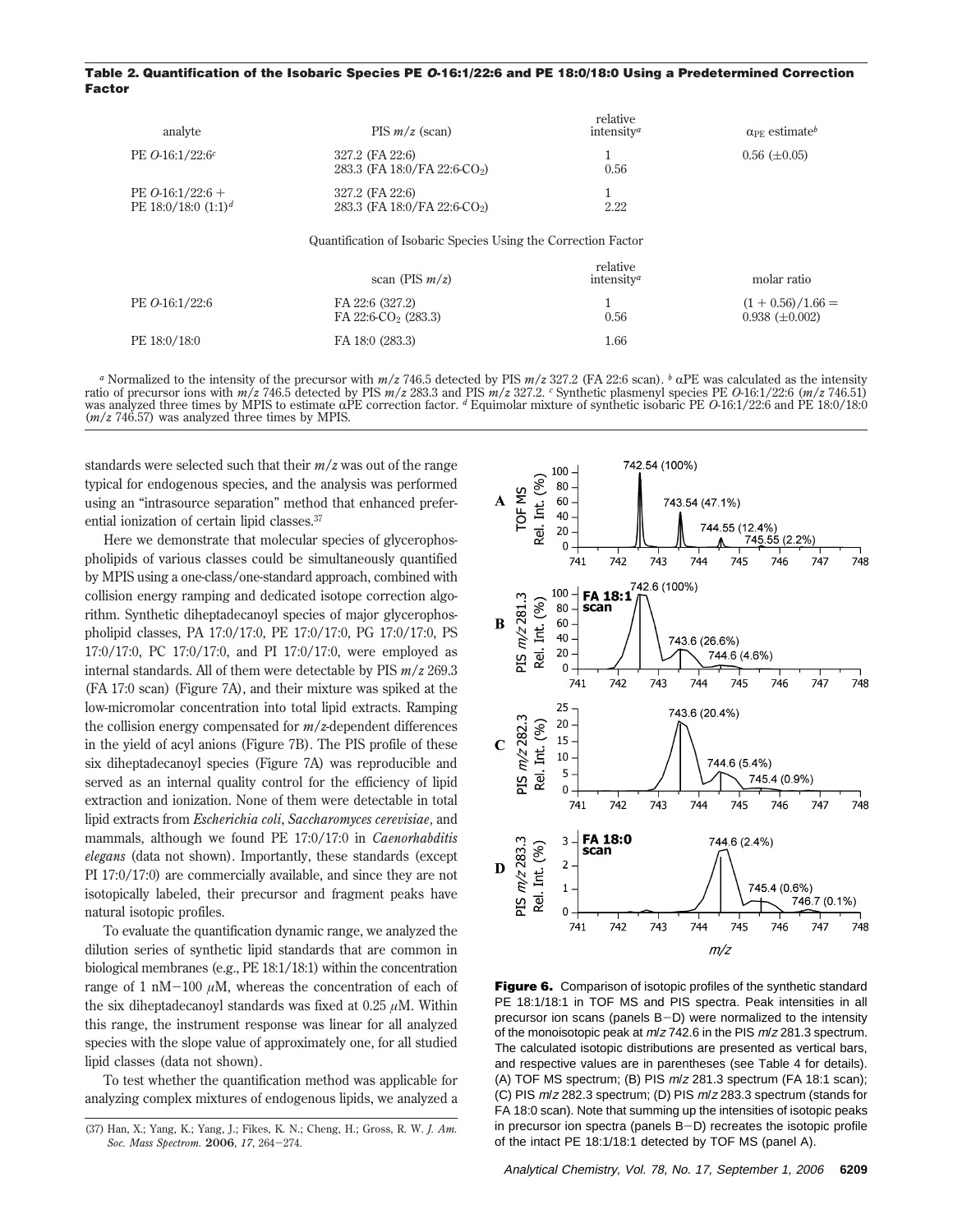**Table 2. Quantification of the Isobaric Species PE *O*-16:1/22:6 and PE 18:0/18:0 Using a Predetermined Correction Factor**

| analyte | PIS $m/z$ (scan) | relative intensity[a] | $\alpha_{PE}$ estimate[b] |
|---|---|---|---|
| PE *O*-16:1/22:6[c] | 327.2 (FA 22:6) | 1 | 0.56 (±0.05) |
| | 283.3 (FA 18:0/FA 22:6-$CO_2$) | 0.56 | |
| PE *O*-16:1/22:6 + PE 18:0/18:0 (1:1)[d] | 327.2 (FA 22:6) | 1 | |
| | 283.3 (FA 18:0/FA 22:6-$CO_2$) | 2.22 | |

Quantification of Isobaric Species Using the Correction Factor

| | scan (PIS $m/z$) | relative intensity[a] | molar ratio |
|---|---|---|---|
| PE *O*-16:1/22:6 | FA 22:6 (327.2) | 1 | (1 + 0.56)/1.66 = |
| | FA 22:6-$CO_2$ (283.3) | 0.56 | 0.938 (±0.002) |
| PE 18:0/18:0 | FA 18:0 (283.3) | 1.66 | |

[a] Normalized to the intensity of the precursor with $m/z$ 746.5 detected by PIS $m/z$ 327.2 (FA 22:6 scan). [b] αPE was calculated as the intensity ratio of precursor ions with $m/z$ 746.5 detected by PIS $m/z$ 283.3 and PIS $m/z$ 327.2. [c] Synthetic plasmenyl species PE *O*-16:1/22:6 ($m/z$ 746.51) was analyzed three times by MPIS to estimate αPE correction factor. [d] Equimolar mixture of synthetic isobaric PE *O*-16:1/22:6 and PE 18:0/18:0 ($m/z$ 746.57) was analyzed three times by MPIS.

standards were selected such that their $m/z$ was out of the range typical for endogenous species, and the analysis was performed using an "intrasource separation" method that enhanced preferential ionization of certain lipid classes.[37]

Here we demonstrate that molecular species of glycerophospholipids of various classes could be simultaneously quantified by MPIS using a one-class/one-standard approach, combined with collision energy ramping and dedicated isotope correction algorithm. Synthetic diheptadecanoyl species of major glycerophospholipid classes, PA 17:0/17:0, PE 17:0/17:0, PG 17:0/17:0, PS 17:0/17:0, PC 17:0/17:0, and PI 17:0/17:0, were employed as internal standards. All of them were detectable by PIS $m/z$ 269.3 (FA 17:0 scan) (Figure 7A), and their mixture was spiked at the low-micromolar concentration into total lipid extracts. Ramping the collision energy compensated for $m/z$-dependent differences in the yield of acyl anions (Figure 7B). The PIS profile of these six diheptadecanoyl species (Figure 7A) was reproducible and served as an internal quality control for the efficiency of lipid extraction and ionization. None of them were detectable in total lipid extracts from *Escherichia coli*, *Saccharomyces cerevisiae,* and mammals, although we found PE 17:0/17:0 in *Caenorhabditis elegans* (data not shown). Importantly, these standards (except PI 17:0/17:0) are commercially available, and since they are not isotopically labeled, their precursor and fragment peaks have natural isotopic profiles.

To evaluate the quantification dynamic range, we analyzed the dilution series of synthetic lipid standards that are common in biological membranes (e.g., PE 18:1/18:1) within the concentration range of 1 nM–100 μM, whereas the concentration of each of the six diheptadecanoyl standards was fixed at 0.25 μM. Within this range, the instrument response was linear for all analyzed species with the slope value of approximately one, for all studied lipid classes (data not shown).

To test whether the quantification method was applicable for analyzing complex mixtures of endogenous lipids, we analyzed a

**Figure 6.** Comparison of isotopic profiles of the synthetic standard PE 18:1/18:1 in TOF MS and PIS spectra. Peak intensities in all precursor ion scans (panels B–D) were normalized to the intensity of the monoisotopic peak at $m/z$ 742.6 in the PIS $m/z$ 281.3 spectrum. The calculated isotopic distributions are presented as vertical bars, and respective values are in parentheses (see Table 4 for details). (A) TOF MS spectrum; (B) PIS $m/z$ 281.3 spectrum (FA 18:1 scan); (C) PIS $m/z$ 282.3 spectrum; (D) PIS $m/z$ 283.3 spectrum (stands for FA 18:0 scan). Note that summing up the intensities of isotopic peaks in precursor ion spectra (panels B–D) recreates the isotopic profile of the intact PE 18:1/18:1 detected by TOF MS (panel A).

(37) Han, X.; Yang, K.; Yang, J.; Fikes, K. N.; Cheng, H.; Gross, R. W. *J. Am. Soc. Mass Spectrom.* **2006**, *17*, 264–274.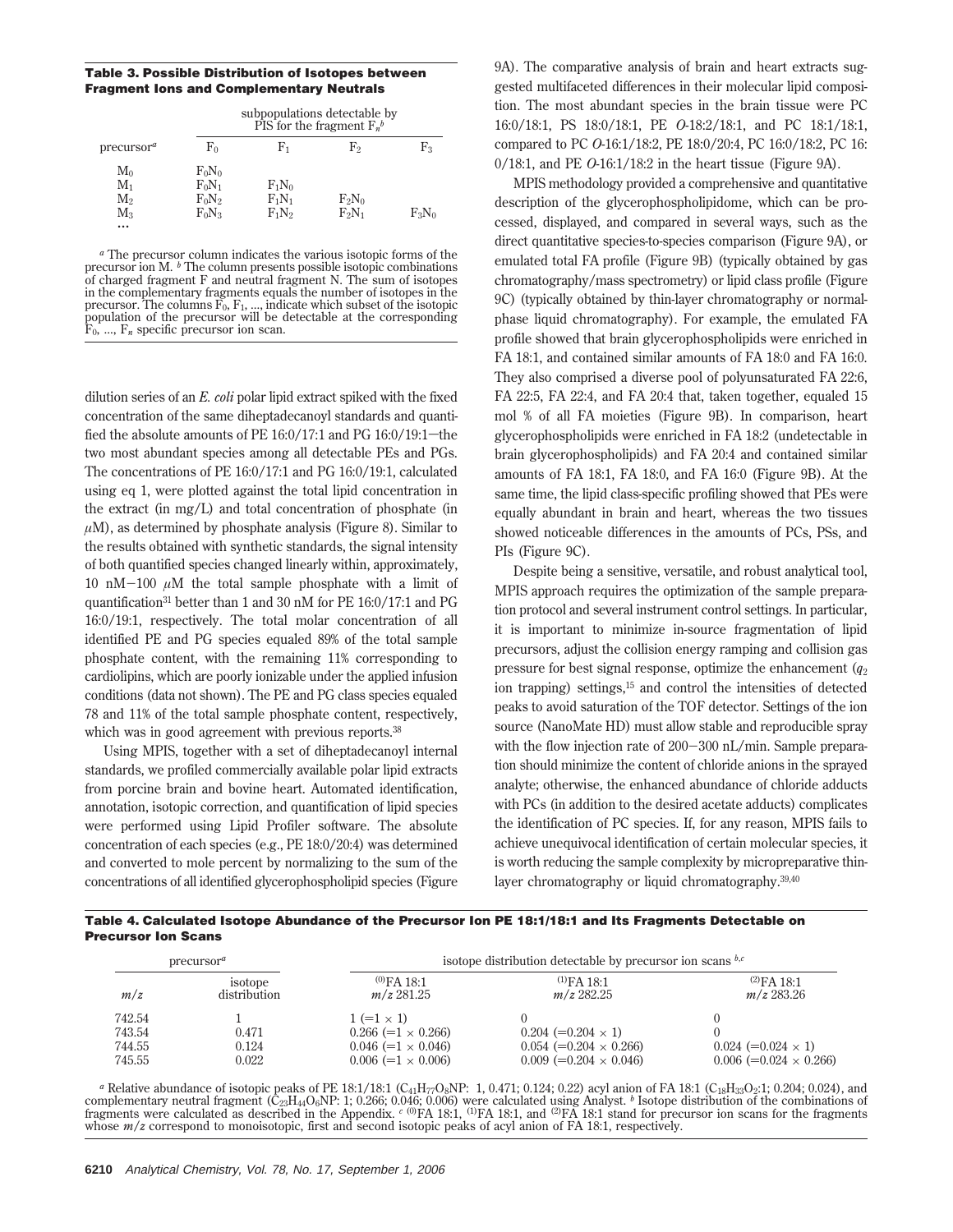**Table 3. Possible Distribution of Isotopes between Fragment Ions and Complementary Neutrals**

| precursor[a] | subpopulations detectable by PIS for the fragment $F_n$[b] | | | |
|---|---|---|---|---|
| | $F_0$ | $F_1$ | $F_2$ | $F_3$ |
| $M_0$ | $F_0N_0$ | | | |
| $M_1$ | $F_0N_1$ | $F_1N_0$ | | |
| $M_2$ | $F_0N_2$ | $F_1N_1$ | $F_2N_0$ | |
| $M_3$ | $F_0N_3$ | $F_1N_2$ | $F_2N_1$ | $F_3N_0$ |
| ... | | | | |

[a] The precursor column indicates the various isotopic forms of the precursor ion M. [b] The column presents possible isotopic combinations of charged fragment F and neutral fragment N. The sum of isotopes in the complementary fragments equals the number of isotopes in the precursor. The columns $F_0$, $F_1$, ..., indicate which subset of the isotopic population of the precursor will be detectable at the corresponding $F_0$, ..., $F_n$ specific precursor ion scan.

dilution series of an *E. coli* polar lipid extract spiked with the fixed concentration of the same diheptadecanoyl standards and quantified the absolute amounts of PE 16:0/17:1 and PG 16:0/19:1—the two most abundant species among all detectable PEs and PGs. The concentrations of PE 16:0/17:1 and PG 16:0/19:1, calculated using eq 1, were plotted against the total lipid concentration in the extract (in mg/L) and total concentration of phosphate (in $\mu$M), as determined by phosphate analysis (Figure 8). Similar to the results obtained with synthetic standards, the signal intensity of both quantified species changed linearly within, approximately, 10 nM–100 $\mu$M the total sample phosphate with a limit of quantification[31] better than 1 and 30 nM for PE 16:0/17:1 and PG 16:0/19:1, respectively. The total molar concentration of all identified PE and PG species equaled 89% of the total sample phosphate content, with the remaining 11% corresponding to cardiolipins, which are poorly ionizable under the applied infusion conditions (data not shown). The PE and PG class species equaled 78 and 11% of the total sample phosphate content, respectively, which was in good agreement with previous reports.[38]

Using MPIS, together with a set of diheptadecanoyl internal standards, we profiled commercially available polar lipid extracts from porcine brain and bovine heart. Automated identification, annotation, isotopic correction, and quantification of lipid species were performed using Lipid Profiler software. The absolute concentration of each species (e.g., PE 18:0/20:4) was determined and converted to mole percent by normalizing to the sum of the concentrations of all identified glycerophospholipid species (Figure 9A). The comparative analysis of brain and heart extracts suggested multifaceted differences in their molecular lipid composition. The most abundant species in the brain tissue were PC 16:0/18:1, PS 18:0/18:1, PE *O*-18:2/18:1, and PC 18:1/18:1, compared to PC *O*-16:1/18:2, PE 18:0/20:4, PC 16:0/18:2, PC 16:0/18:1, and PE *O*-16:1/18:2 in the heart tissue (Figure 9A).

MPIS methodology provided a comprehensive and quantitative description of the glycerophospholipidome, which can be processed, displayed, and compared in several ways, such as the direct quantitative species-to-species comparison (Figure 9A), or emulated total FA profile (Figure 9B) (typically obtained by gas chromatography/mass spectrometry) or lipid class profile (Figure 9C) (typically obtained by thin-layer chromatography or normal-phase liquid chromatography). For example, the emulated FA profile showed that brain glycerophospholipids were enriched in FA 18:1, and contained similar amounts of FA 18:0 and FA 16:0. They also comprised a diverse pool of polyunsaturated FA 22:6, FA 22:5, FA 22:4, and FA 20:4 that, taken together, equaled 15 mol % of all FA moieties (Figure 9B). In comparison, heart glycerophospholipids were enriched in FA 18:2 (undetectable in brain glycerophospholipids) and FA 20:4 and contained similar amounts of FA 18:1, FA 18:0, and FA 16:0 (Figure 9B). At the same time, the lipid class-specific profiling showed that PEs were equally abundant in brain and heart, whereas the two tissues showed noticeable differences in the amounts of PCs, PSs, and PIs (Figure 9C).

Despite being a sensitive, versatile, and robust analytical tool, MPIS approach requires the optimization of the sample preparation protocol and several instrument control settings. In particular, it is important to minimize in-source fragmentation of lipid precursors, adjust the collision energy ramping and collision gas pressure for best signal response, optimize the enhancement ($q_2$ ion trapping) settings,[15] and control the intensities of detected peaks to avoid saturation of the TOF detector. Settings of the ion source (NanoMate HD) must allow stable and reproducible spray with the flow injection rate of 200–300 nL/min. Sample preparation should minimize the content of chloride anions in the sprayed analyte; otherwise, the enhanced abundance of chloride adducts with PCs (in addition to the desired acetate adducts) complicates the identification of PC species. If, for any reason, MPIS fails to achieve unequivocal identification of certain molecular species, it is worth reducing the sample complexity by micropreparative thin-layer chromatography or liquid chromatography.[39,40]

**Table 4. Calculated Isotope Abundance of the Precursor Ion PE 18:1/18:1 and Its Fragments Detectable on Precursor Ion Scans**

| precursor[a] | | isotope distribution detectable by precursor ion scans[b,c] | | |
|---|---|---|---|---|
| $m/z$ | isotope distribution | $^{(0)}$FA 18:1 $m/z$ 281.25 | $^{(1)}$FA 18:1 $m/z$ 282.25 | $^{(2)}$FA 18:1 $m/z$ 283.26 |
| 742.54 | 1 | 1 (=1 × 1) | 0 | 0 |
| 743.54 | 0.471 | 0.266 (=1 × 0.266) | 0.204 (=0.204 × 1) | 0 |
| 744.55 | 0.124 | 0.046 (=1 × 0.046) | 0.054 (=0.204 × 0.266) | 0.024 (=0.024 × 1) |
| 745.55 | 0.022 | 0.006 (=1 × 0.006) | 0.009 (=0.204 × 0.046) | 0.006 (=0.024 × 0.266) |

[a] Relative abundance of isotopic peaks of PE 18:1/18:1 ($C_{41}H_{77}O_8NP$: 1, 0.471; 0.124; 0.22) acyl anion of FA 18:1 ($C_{18}H_{33}O_2$:1; 0.204; 0.024), and complementary neutral fragment ($C_{23}H_{44}O_6NP$: 1; 0.266; 0.046; 0.006) were calculated using Analyst. [b] Isotope distribution of the combinations of fragments were calculated as described in the Appendix. [c] $^{(0)}$FA 18:1, $^{(1)}$FA 18:1, and $^{(2)}$FA 18:1 stand for precursor ion scans for the fragments whose $m/z$ correspond to monoisotopic, first and second isotopic peaks of acyl anion of FA 18:1, respectively.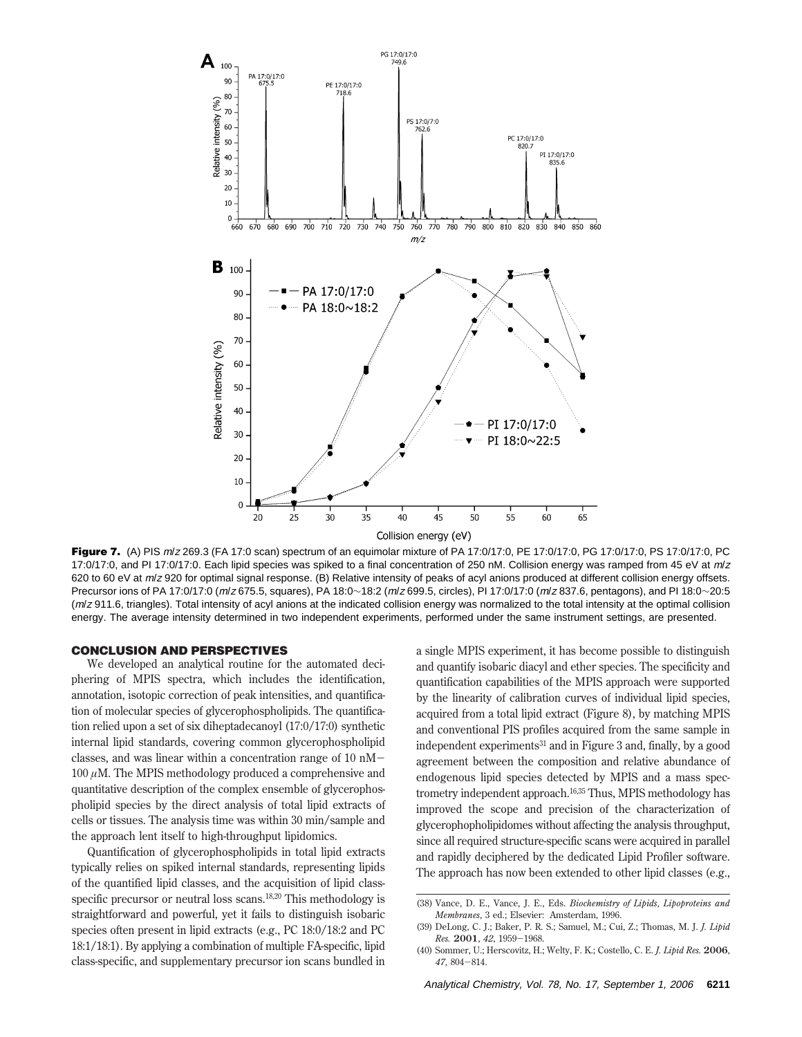**Figure 7.** (A) PIS *m/z* 269.3 (FA 17:0 scan) spectrum of an equimolar mixture of PA 17:0/17:0, PE 17:0/17:0, PG 17:0/17:0, PS 17:0/17:0, PC 17:0/17:0, and PI 17:0/17:0. Each lipid species was spiked to a final concentration of 250 nM. Collision energy was ramped from 45 eV at *m/z* 620 to 60 eV at *m/z* 920 for optimal signal response. (B) Relative intensity of peaks of acyl anions produced at different collision energy offsets. Precursor ions of PA 17:0/17:0 (*m/z* 675.5, squares), PA 18:0~18:2 (*m/z* 699.5, circles), PI 17:0/17:0 (*m/z* 837.6, pentagons), and PI 18:0~20:5 (*m/z* 911.6, triangles). Total intensity of acyl anions at the indicated collision energy was normalized to the total intensity at the optimal collision energy. The average intensity determined in two independent experiments, performed under the same instrument settings, are presented.

## CONCLUSION AND PERSPECTIVES

We developed an analytical routine for the automated deciphering of MPIS spectra, which includes the identification, annotation, isotopic correction of peak intensities, and quantification of molecular species of glycerophospholipids. The quantification relied upon a set of six diheptadecanoyl (17:0/17:0) synthetic internal lipid standards, covering common glycerophospholipid classes, and was linear within a concentration range of 10 nM–100 $\mu$M. The MPIS methodology produced a comprehensive and quantitative description of the complex ensemble of glycerophospholipid species by the direct analysis of total lipid extracts of cells or tissues. The analysis time was within 30 min/sample and the approach lent itself to high-throughput lipidomics.

Quantification of glycerophospholipids in total lipid extracts typically relies on spiked internal standards, representing lipids of the quantified lipid classes, and the acquisition of lipid class-specific precursor or neutral loss scans.[18,20] This methodology is straightforward and powerful, yet it fails to distinguish isobaric species often present in lipid extracts (e.g., PC 18:0/18:2 and PC 18:1/18:1). By applying a combination of multiple FA-specific, lipid class-specific, and supplementary precursor ion scans bundled in a single MPIS experiment, it has become possible to distinguish and quantify isobaric diacyl and ether species. The specificity and quantification capabilities of the MPIS approach were supported by the linearity of calibration curves of individual lipid species, acquired from a total lipid extract (Figure 8), by matching MPIS and conventional PIS profiles acquired from the same sample in independent experiments[31] and in Figure 3 and, finally, by a good agreement between the composition and relative abundance of endogenous lipid species detected by MPIS and a mass spectrometry independent approach.[16,35] Thus, MPIS methodology has improved the scope and precision of the characterization of glycerophopholipidomes without affecting the analysis throughput, since all required structure-specific scans were acquired in parallel and rapidly deciphered by the dedicated Lipid Profiler software. The approach has now been extended to other lipid classes (e.g.,

(38) Vance, D. E., Vance, J. E., Eds. *Biochemistry of Lipids, Lipoproteins and Membranes*, 3 ed.; Elsevier: Amsterdam, 1996.

(39) DeLong, C. J.; Baker, P. R. S.; Samuel, M.; Cui, Z.; Thomas, M. J. *J. Lipid Res.* **2001**, *42*, 1959–1968.

(40) Sommer, U.; Herscovitz, H.; Welty, F. K.; Costello, C. E. *J. Lipid Res.* **2006**, *47*, 804–814.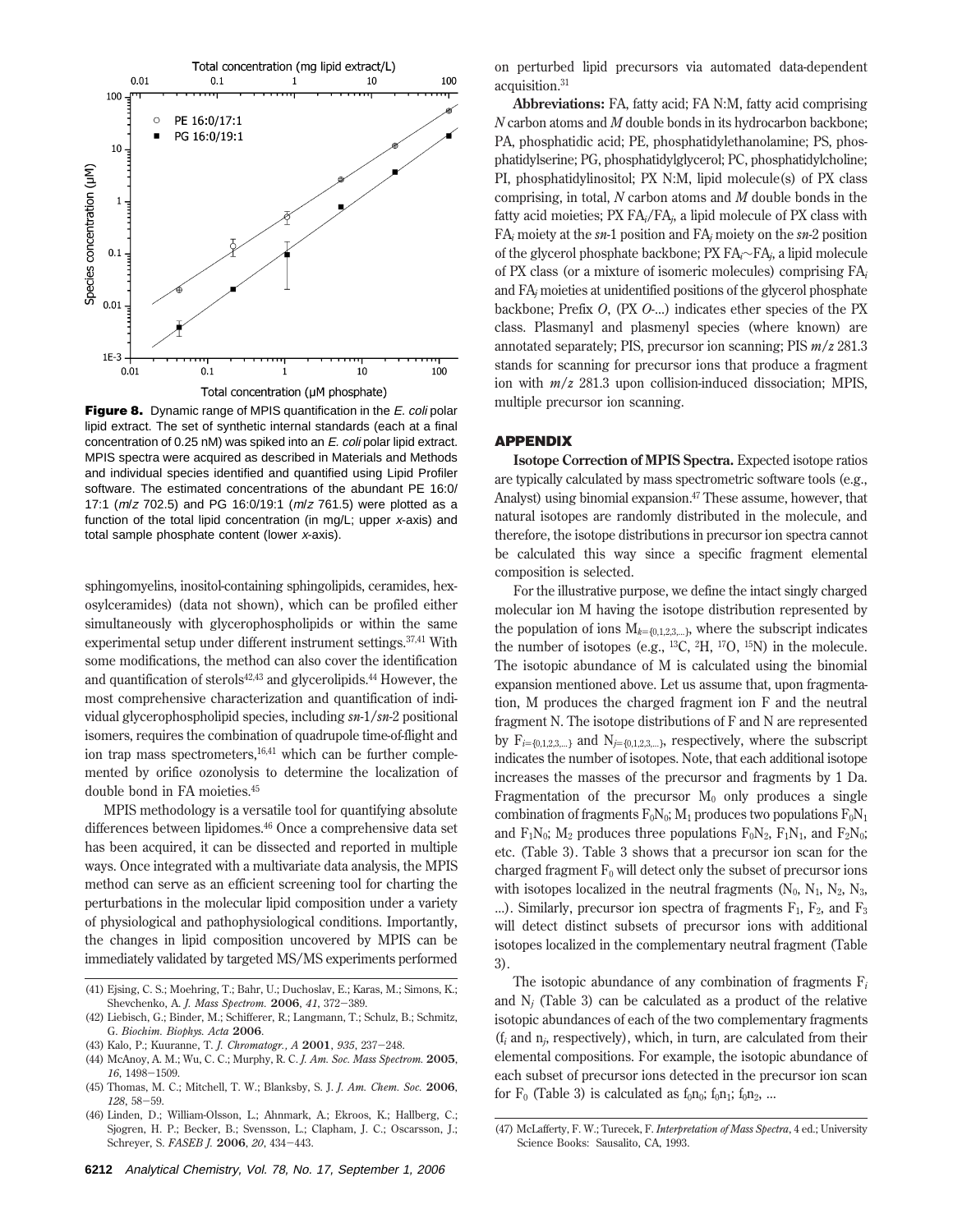**Figure 8.** Dynamic range of MPIS quantification in the *E. coli* polar lipid extract. The set of synthetic internal standards (each at a final concentration of 0.25 nM) was spiked into an *E. coli* polar lipid extract. MPIS spectra were acquired as described in Materials and Methods and individual species identified and quantified using Lipid Profiler software. The estimated concentrations of the abundant PE 16:0/17:1 ($m/z$ 702.5) and PG 16:0/19:1 ($m/z$ 761.5) were plotted as a function of the total lipid concentration (in mg/L; upper $x$-axis) and total sample phosphate content (lower $x$-axis).

sphingomyelins, inositol-containing sphingolipids, ceramides, hexosylceramides) (data not shown), which can be profiled either simultaneously with glycerophospholipids or within the same experimental setup under different instrument settings.[37,41] With some modifications, the method can also cover the identification and quantification of sterols[42,43] and glycerolipids.[44] However, the most comprehensive characterization and quantification of individual glycerophospholipid species, including *sn*-1/*sn*-2 positional isomers, requires the combination of quadrupole time-of-flight and ion trap mass spectrometers,[16,41] which can be further complemented by orifice ozonolysis to determine the localization of double bond in FA moieties.[45]

MPIS methodology is a versatile tool for quantifying absolute differences between lipidomes.[46] Once a comprehensive data set has been acquired, it can be dissected and reported in multiple ways. Once integrated with a multivariate data analysis, the MPIS method can serve as an efficient screening tool for charting the perturbations in the molecular lipid composition under a variety of physiological and pathophysiological conditions. Importantly, the changes in lipid composition uncovered by MPIS can be immediately validated by targeted MS/MS experiments performed on perturbed lipid precursors via automated data-dependent acquisition.[31]

**Abbreviations:** FA, fatty acid; FA N:M, fatty acid comprising $N$ carbon atoms and $M$ double bonds in its hydrocarbon backbone; PA, phosphatidic acid; PE, phosphatidylethanolamine; PS, phosphatidylserine; PG, phosphatidylglycerol; PC, phosphatidylcholine; PI, phosphatidylinositol; PX N:M, lipid molecule(s) of PX class comprising, in total, $N$ carbon atoms and $M$ double bonds in the fatty acid moieties; PX $FA_i/FA_j$, a lipid molecule of PX class with $FA_i$ moiety at the *sn*-1 position and $FA_j$ moiety on the *sn*-2 position of the glycerol phosphate backbone; PX $FA_i{\sim}FA_j$, a lipid molecule of PX class (or a mixture of isomeric molecules) comprising $FA_i$ and $FA_j$ moieties at unidentified positions of the glycerol phosphate backbone; Prefix *O*, (PX *O*-...) indicates ether species of the PX class. Plasmanyl and plasmenyl species (where known) are annotated separately; PIS, precursor ion scanning; PIS $m/z$ 281.3 stands for scanning for precursor ions that produce a fragment ion with $m/z$ 281.3 upon collision-induced dissociation; MPIS, multiple precursor ion scanning.

## APPENDIX

**Isotope Correction of MPIS Spectra.** Expected isotope ratios are typically calculated by mass spectrometric software tools (e.g., Analyst) using binomial expansion.[47] These assume, however, that natural isotopes are randomly distributed in the molecule, and therefore, the isotope distributions in precursor ion spectra cannot be calculated this way since a specific fragment elemental composition is selected.

For the illustrative purpose, we define the intact singly charged molecular ion M having the isotope distribution represented by the population of ions $M_{k=\{0,1,2,3,...\}}$, where the subscript indicates the number of isotopes (e.g., $^{13}C$, $^{2}H$, $^{17}O$, $^{15}N$) in the molecule. The isotopic abundance of M is calculated using the binomial expansion mentioned above. Let us assume that, upon fragmentation, M produces the charged fragment ion F and the neutral fragment N. The isotope distributions of F and N are represented by $F_{i=\{0,1,2,3,...\}}$ and $N_{j=\{0,1,2,3,...\}}$, respectively, where the subscript indicates the number of isotopes. Note, that each additional isotope increases the masses of the precursor and fragments by 1 Da. Fragmentation of the precursor $M_0$ only produces a single combination of fragments $F_0N_0$; $M_1$ produces two populations $F_0N_1$ and $F_1N_0$; $M_2$ produces three populations $F_0N_2$, $F_1N_1$, and $F_2N_0$; etc. (Table 3). Table 3 shows that a precursor ion scan for the charged fragment $F_0$ will detect only the subset of precursor ions with isotopes localized in the neutral fragments ($N_0$, $N_1$, $N_2$, $N_3$, ...). Similarly, precursor ion spectra of fragments $F_1$, $F_2$, and $F_3$ will detect distinct subsets of precursor ions with additional isotopes localized in the complementary neutral fragment (Table 3).

The isotopic abundance of any combination of fragments $F_i$ and $N_j$ (Table 3) can be calculated as a product of the relative isotopic abundances of each of the two complementary fragments ($f_i$ and $n_j$, respectively), which, in turn, are calculated from their elemental compositions. For example, the isotopic abundance of each subset of precursor ions detected in the precursor ion scan for $F_0$ (Table 3) is calculated as $f_0n_0$; $f_0n_1$; $f_0n_2$, ...

(41) Ejsing, C. S.; Moehring, T.; Bahr, U.; Duchoslav, E.; Karas, M.; Simons, K.; Shevchenko, A. *J. Mass Spectrom.* **2006**, *41*, 372–389.

(42) Liebisch, G.; Binder, M.; Schifferer, R.; Langmann, T.; Schulz, B.; Schmitz, G. *Biochim. Biophys. Acta* **2006**.

(43) Kalo, P.; Kuuranne, T. *J. Chromatogr., A* **2001**, *935*, 237–248.

(44) McAnoy, A. M.; Wu, C. C.; Murphy, R. C. *J. Am. Soc. Mass Spectrom.* **2005**, *16*, 1498–1509.

(45) Thomas, M. C.; Mitchell, T. W.; Blanksby, S. J. *J. Am. Chem. Soc.* **2006**, *128*, 58–59.

(46) Linden, D.; William-Olsson, L.; Ahnmark, A.; Ekroos, K.; Hallberg, C.; Sjogren, H. P.; Becker, B.; Svensson, L.; Clapham, J. C.; Oscarsson, J.; Schreyer, S. *FASEB J.* **2006**, *20*, 434–443.

(47) McLafferty, F. W.; Turecek, F. *Interpretation of Mass Spectra*, 4 ed.; University Science Books: Sausalito, CA, 1993.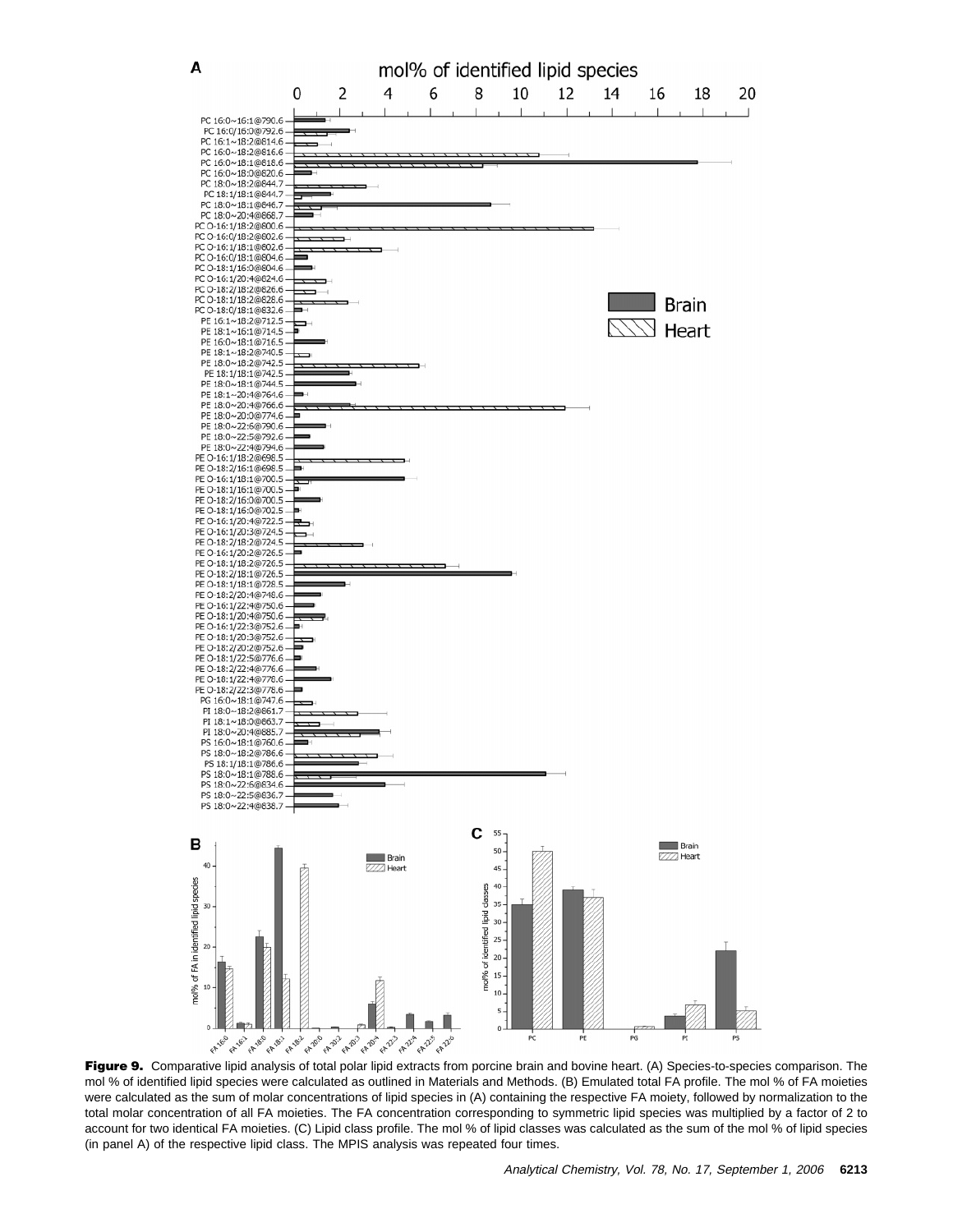**Figure 9.** Comparative lipid analysis of total polar lipid extracts from porcine brain and bovine heart. (A) Species-to-species comparison. The mol % of identified lipid species were calculated as outlined in Materials and Methods. (B) Emulated total FA profile. The mol % of FA moieties were calculated as the sum of molar concentrations of lipid species in (A) containing the respective FA moiety, followed by normalization to the total molar concentration of all FA moieties. The FA concentration corresponding to symmetric lipid species was multiplied by a factor of 2 to account for two identical FA moieties. (C) Lipid class profile. The mol % of lipid classes was calculated as the sum of the mol % of lipid species (in panel A) of the respective lipid class. The MPIS analysis was repeated four times.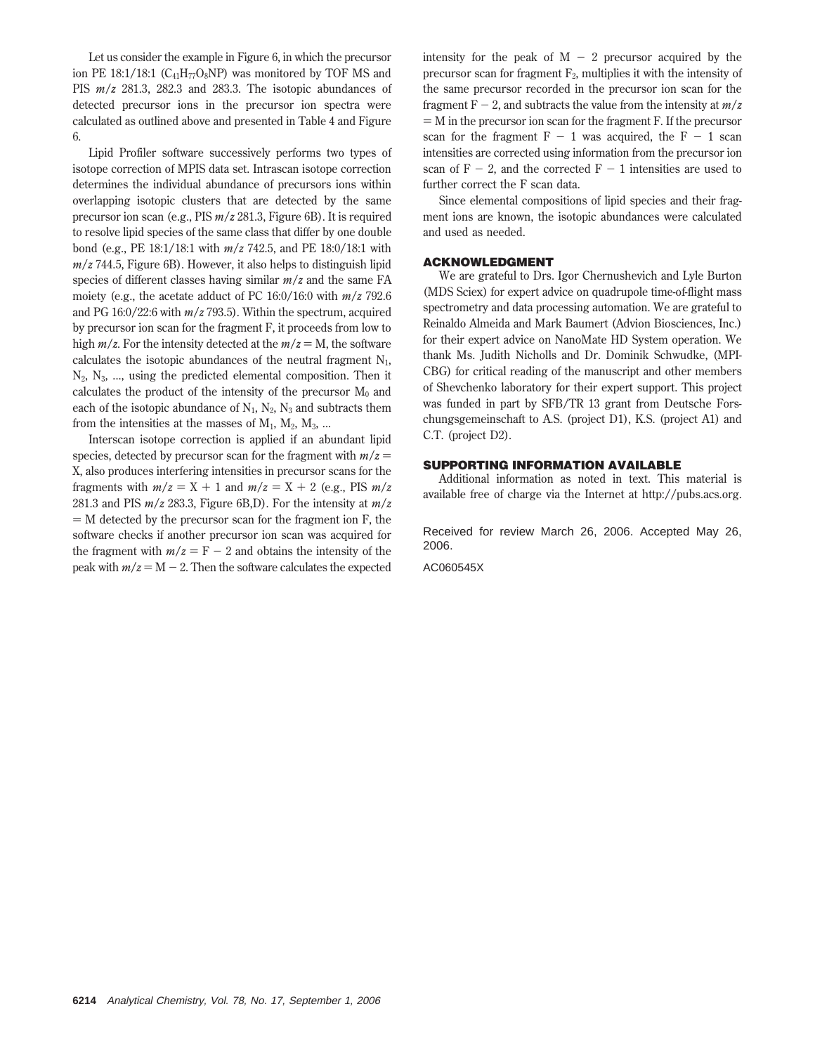Let us consider the example in Figure 6, in which the precursor ion PE 18:1/18:1 ($C_{41}H_{77}O_8NP$) was monitored by TOF MS and PIS $m/z$ 281.3, 282.3 and 283.3. The isotopic abundances of detected precursor ions in the precursor ion spectra were calculated as outlined above and presented in Table 4 and Figure 6.

Lipid Profiler software successively performs two types of isotope correction of MPIS data set. Intrascan isotope correction determines the individual abundance of precursors ions within overlapping isotopic clusters that are detected by the same precursor ion scan (e.g., PIS $m/z$ 281.3, Figure 6B). It is required to resolve lipid species of the same class that differ by one double bond (e.g., PE 18:1/18:1 with $m/z$ 742.5, and PE 18:0/18:1 with $m/z$ 744.5, Figure 6B). However, it also helps to distinguish lipid species of different classes having similar $m/z$ and the same FA moiety (e.g., the acetate adduct of PC 16:0/16:0 with $m/z$ 792.6 and PG 16:0/22:6 with $m/z$ 793.5). Within the spectrum, acquired by precursor ion scan for the fragment F, it proceeds from low to high $m/z$. For the intensity detected at the $m/z = \mathrm{M}$, the software calculates the isotopic abundances of the neutral fragment $N_1$, $N_2$, $N_3$, ..., using the predicted elemental composition. Then it calculates the product of the intensity of the precursor $M_0$ and each of the isotopic abundance of $N_1$, $N_2$, $N_3$ and subtracts them from the intensities at the masses of $M_1$, $M_2$, $M_3$, ...

Interscan isotope correction is applied if an abundant lipid species, detected by precursor scan for the fragment with $m/z = \mathrm{X}$, also produces interfering intensities in precursor scans for the fragments with $m/z = \mathrm{X} + 1$ and $m/z = \mathrm{X} + 2$ (e.g., PIS $m/z$ 281.3 and PIS $m/z$ 283.3, Figure 6B,D). For the intensity at $m/z = \mathrm{M}$ detected by the precursor scan for the fragment ion F, the software checks if another precursor ion scan was acquired for the fragment with $m/z = \mathrm{F} - 2$ and obtains the intensity of the peak with $m/z = \mathrm{M} - 2$. Then the software calculates the expected intensity for the peak of $\mathrm{M} - 2$ precursor acquired by the precursor scan for fragment $F_2$, multiplies it with the intensity of the same precursor recorded in the precursor ion scan for the fragment $\mathrm{F} - 2$, and subtracts the value from the intensity at $m/z = \mathrm{M}$ in the precursor ion scan for the fragment F. If the precursor scan for the fragment $\mathrm{F} - 1$ was acquired, the $\mathrm{F} - 1$ scan intensities are corrected using information from the precursor ion scan of $\mathrm{F} - 2$, and the corrected $\mathrm{F} - 1$ intensities are used to further correct the F scan data.

Since elemental compositions of lipid species and their fragment ions are known, the isotopic abundances were calculated and used as needed.

## ACKNOWLEDGMENT

We are grateful to Drs. Igor Chernushevich and Lyle Burton (MDS Sciex) for expert advice on quadrupole time-of-flight mass spectrometry and data processing automation. We are grateful to Reinaldo Almeida and Mark Baumert (Advion Biosciences, Inc.) for their expert advice on NanoMate HD System operation. We thank Ms. Judith Nicholls and Dr. Dominik Schwudke, (MPI-CBG) for critical reading of the manuscript and other members of Shevchenko laboratory for their expert support. This project was funded in part by SFB/TR 13 grant from Deutsche Forschungsgemeinschaft to A.S. (project D1), K.S. (project A1) and C.T. (project D2).

## SUPPORTING INFORMATION AVAILABLE

Additional information as noted in text. This material is available free of charge via the Internet at http://pubs.acs.org.

Received for review March 26, 2006. Accepted May 26, 2006.

AC060545X